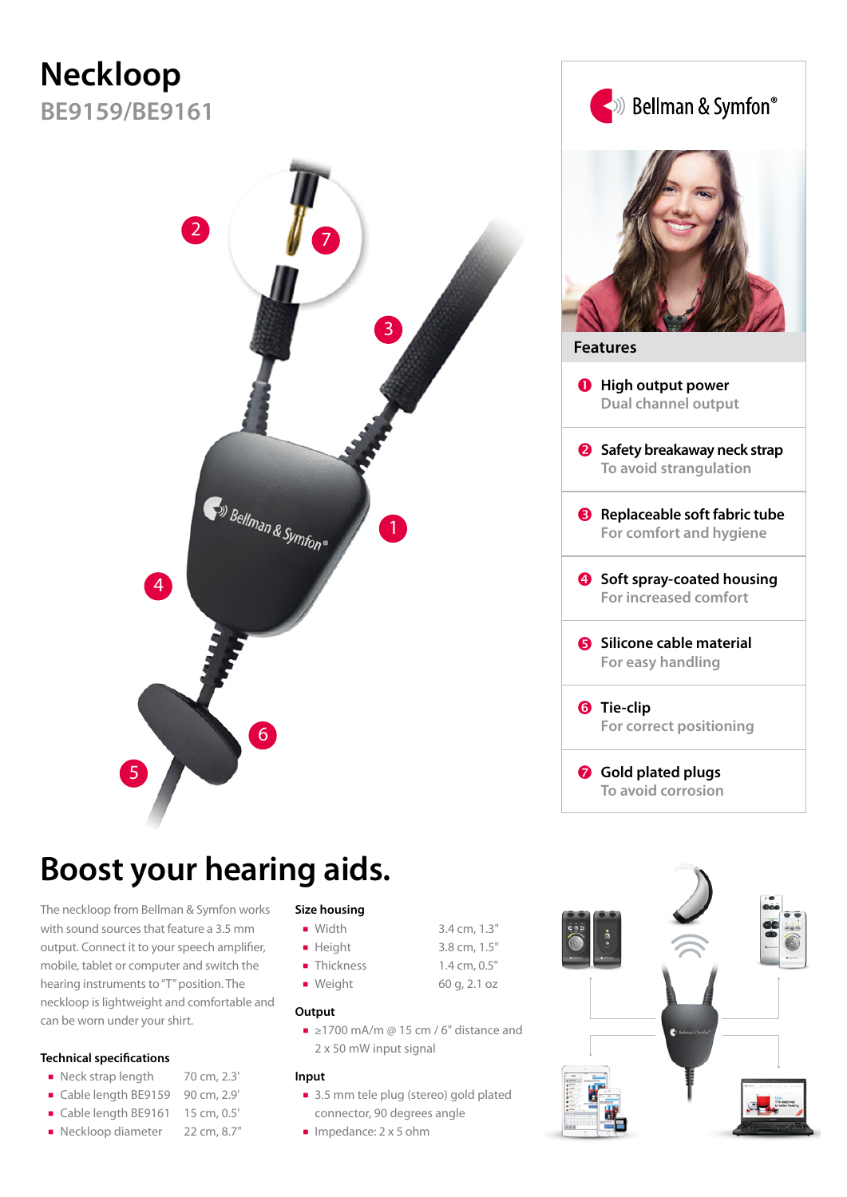# Neckloop

## BE9159/BE9161

Bellman & Symfon®

### Features

1. **High output power**
   Dual channel output
2. **Safety breakaway neck strap**
   To avoid strangulation
3. **Replaceable soft fabric tube**
   For comfort and hygiene
4. **Soft spray-coated housing**
   For increased comfort
5. **Silicone cable material**
   For easy handling
6. **Tie-clip**
   For correct positioning
7. **Gold plated plugs**
   To avoid corrosion

# Boost your hearing aids.

The neckloop from Bellman & Symfon works with sound sources that feature a 3.5 mm output. Connect it to your speech amplifier, mobile, tablet or computer and switch the hearing instruments to "T" position. The neckloop is lightweight and comfortable and can be worn under your shirt.

**Technical specifications**

- Neck strap length 70 cm, 2.3'
- Cable length BE9159 90 cm, 2.9'
- Cable length BE9161 15 cm, 0.5'
- Neckloop diameter 22 cm, 8.7"

**Size housing**

- Width 3.4 cm, 1.3"
- Height 3.8 cm, 1.5"
- Thickness 1.4 cm, 0.5"
- Weight 60 g, 2.1 oz

**Output**

- ≥1700 mA/m @ 15 cm / 6" distance and 2 x 50 mW input signal

**Input**

- 3.5 mm tele plug (stereo) gold plated connector, 90 degrees angle
- Impedance: 2 x 5 ohm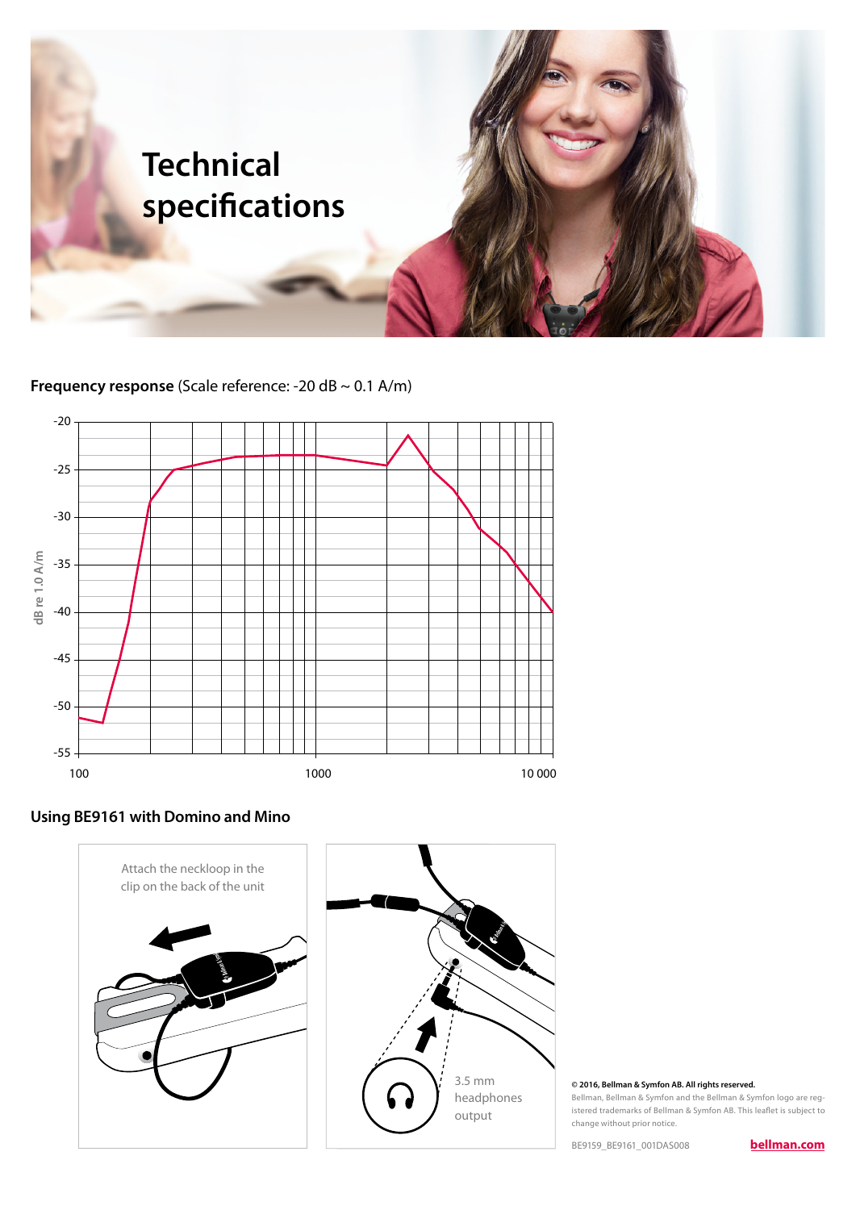# Technical specifications

**Frequency response** (Scale reference: -20 dB ~ 0.1 A/m)

dB re 1.0 A/m

-20
-25
-30
-35
-40
-45
-50
-55

100
1000
10 000

## Using BE9161 with Domino and Mino

Attach the neckloop in the clip on the back of the unit

3.5 mm headphones output

**© 2016, Bellman & Symfon AB. All rights reserved.**
Bellman, Bellman & Symfon and the Bellman & Symfon logo are registered trademarks of Bellman & Symfon AB. This leaflet is subject to change without prior notice.

BE9159_BE9161_001DAS008

**bellman.com**